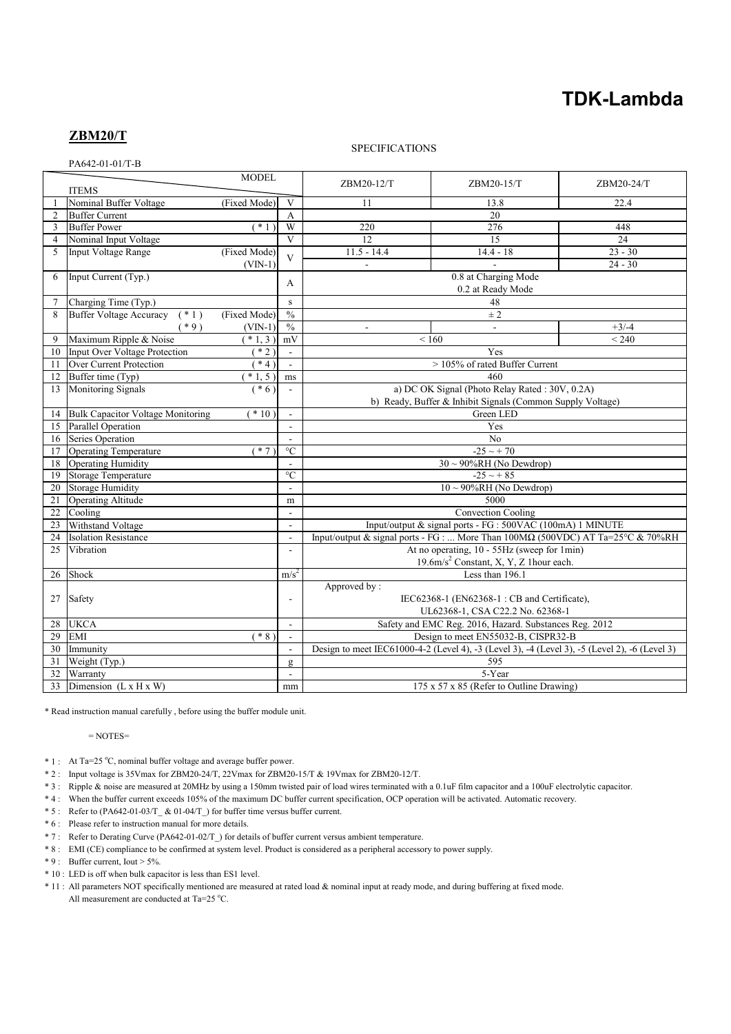# TDK-Lambda

## ZBM20/T

SPECIFICATIONS

PA642-01-01/T-B

| No. | ITEMS | | Unit | ZBM20-12/T | ZBM20-15/T | ZBM20-24/T |
|---|---|---|---|---|---|---|
| 1 | Nominal Buffer Voltage | (Fixed Mode) | V | 11 | 13.8 | 22.4 |
| 2 | Buffer Current | | A | 20 | | |
| 3 | Buffer Power | ( * 1 ) | W | 220 | 276 | 448 |
| 4 | Nominal Input Voltage | | V | 12 | 15 | 24 |
| 5 | Input Voltage Range | (Fixed Mode) | V | 11.5 - 14.4 | 14.4 - 18 | 23 - 30 |
| | | (VIN-1) | | - | - | 24 - 30 |
| 6 | Input Current (Typ.) | | A | 0.8 at Charging Mode<br>0.2 at Ready Mode | | |
| 7 | Charging Time (Typ.) | | s | 48 | | |
| 8 | Buffer Voltage Accuracy ( * 1 ) | (Fixed Mode) | % | ± 2 | | |
| | ( * 9 ) | (VIN-1) | % | - | - | +3/-4 |
| 9 | Maximum Ripple & Noise | ( * 1, 3 ) | mV | < 160 | | < 240 |
| 10 | Input Over Voltage Protection | ( * 2 ) | - | Yes | | |
| 11 | Over Current Protection | ( * 4 ) | - | > 105% of rated Buffer Current | | |
| 12 | Buffer time (Typ) | ( * 1, 5 ) | ms | 460 | | |
| 13 | Monitoring Signals | ( * 6 ) | - | a) DC OK Signal (Photo Relay Rated : 30V, 0.2A)<br>b) Ready, Buffer & Inhibit Signals (Common Supply Voltage) | | |
| 14 | Bulk Capacitor Voltage Monitoring | ( * 10 ) | - | Green LED | | |
| 15 | Parallel Operation | | - | Yes | | |
| 16 | Series Operation | | - | No | | |
| 17 | Operating Temperature | ( * 7 ) | °C | -25 ~ + 70 | | |
| 18 | Operating Humidity | | - | 30 ~ 90%RH (No Dewdrop) | | |
| 19 | Storage Temperature | | °C | -25 ~ + 85 | | |
| 20 | Storage Humidity | | - | 10 ~ 90%RH (No Dewdrop) | | |
| 21 | Operating Altitude | | m | 5000 | | |
| 22 | Cooling | | - | Convection Cooling | | |
| 23 | Withstand Voltage | | - | Input/output & signal ports - FG : 500VAC (100mA) 1 MINUTE | | |
| 24 | Isolation Resistance | | - | Input/output & signal ports - FG : ... More Than 100MΩ (500VDC) AT Ta=25°C & 70%RH | | |
| 25 | Vibration | | - | At no operating, 10 - 55Hz (sweep for 1min)<br>19.6m/s² Constant, X, Y, Z 1hour each. | | |
| 26 | Shock | | m/s² | Less than 196.1 | | |
| 27 | Safety | | - | Approved by :<br>IEC62368-1 (EN62368-1 : CB and Certificate),<br>UL62368-1, CSA C22.2 No. 62368-1 | | |
| 28 | UKCA | | - | Safety and EMC Reg. 2016, Hazard. Substances Reg. 2012 | | |
| 29 | EMI | ( * 8 ) | - | Design to meet EN55032-B, CISPR32-B | | |
| 30 | Immunity | | - | Design to meet IEC61000-4-2 (Level 4), -3 (Level 3), -4 (Level 3), -5 (Level 2), -6 (Level 3) | | |
| 31 | Weight (Typ.) | | g | 595 | | |
| 32 | Warranty | | - | 5-Year | | |
| 33 | Dimension (L x H x W) | | mm | 175 x 57 x 85 (Refer to Outline Drawing) | | |

* Read instruction manual carefully , before using the buffer module unit.

= NOTES=

* 1 : At Ta=25 °C, nominal buffer voltage and average buffer power.
* 2 : Input voltage is 35Vmax for ZBM20-24/T, 22Vmax for ZBM20-15/T & 19Vmax for ZBM20-12/T.
* 3 : Ripple & noise are measured at 20MHz by using a 150mm twisted pair of load wires terminated with a 0.1uF film capacitor and a 100uF electrolytic capacitor.
* 4 : When the buffer current exceeds 105% of the maximum DC buffer current specification, OCP operation will be activated. Automatic recovery.
* 5 : Refer to (PA642-01-03/T_ & 01-04/T_) for buffer time versus buffer current.
* 6 : Please refer to instruction manual for more details.
* 7 : Refer to Derating Curve (PA642-01-02/T_) for details of buffer current versus ambient temperature.
* 8 : EMI (CE) compliance to be confirmed at system level. Product is considered as a peripheral accessory to power supply.
* 9 : Buffer current, Iout > 5%.
* 10 : LED is off when bulk capacitor is less than ES1 level.
* 11 : All parameters NOT specifically mentioned are measured at rated load & nominal input at ready mode, and during buffering at fixed mode.
All measurement are conducted at Ta=25 °C.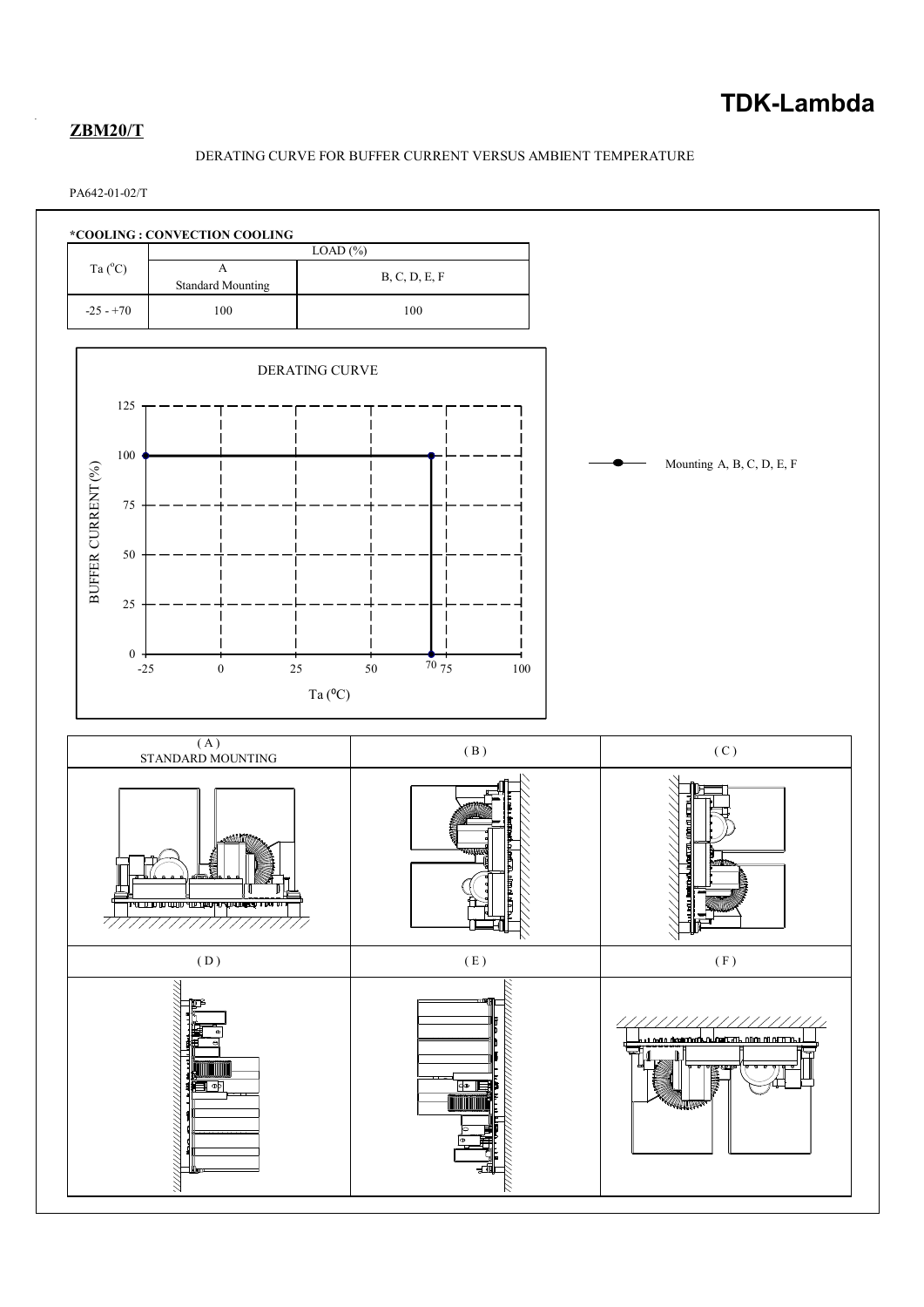**ZBM20/T**

DERATING CURVE FOR BUFFER CURRENT VERSUS AMBIENT TEMPERATURE

PA642-01-02/T

**\*COOLING : CONVECTION COOLING**

| Ta (°C) | LOAD (%) | |
|---|---|---|
| | A Standard Mounting | B, C, D, E, F |
| -25 - +70 | 100 | 100 |

DERATING CURVE

BUFFER CURRENT (%)

125, 100, 75, 50, 25, 0

-25, 0, 25, 50, 70, 75, 100

Ta (°C)

Mounting A, B, C, D, E, F

| (A) STANDARD MOUNTING | (B) | (C) |
|---|---|---|
| (D) | (E) | (F) |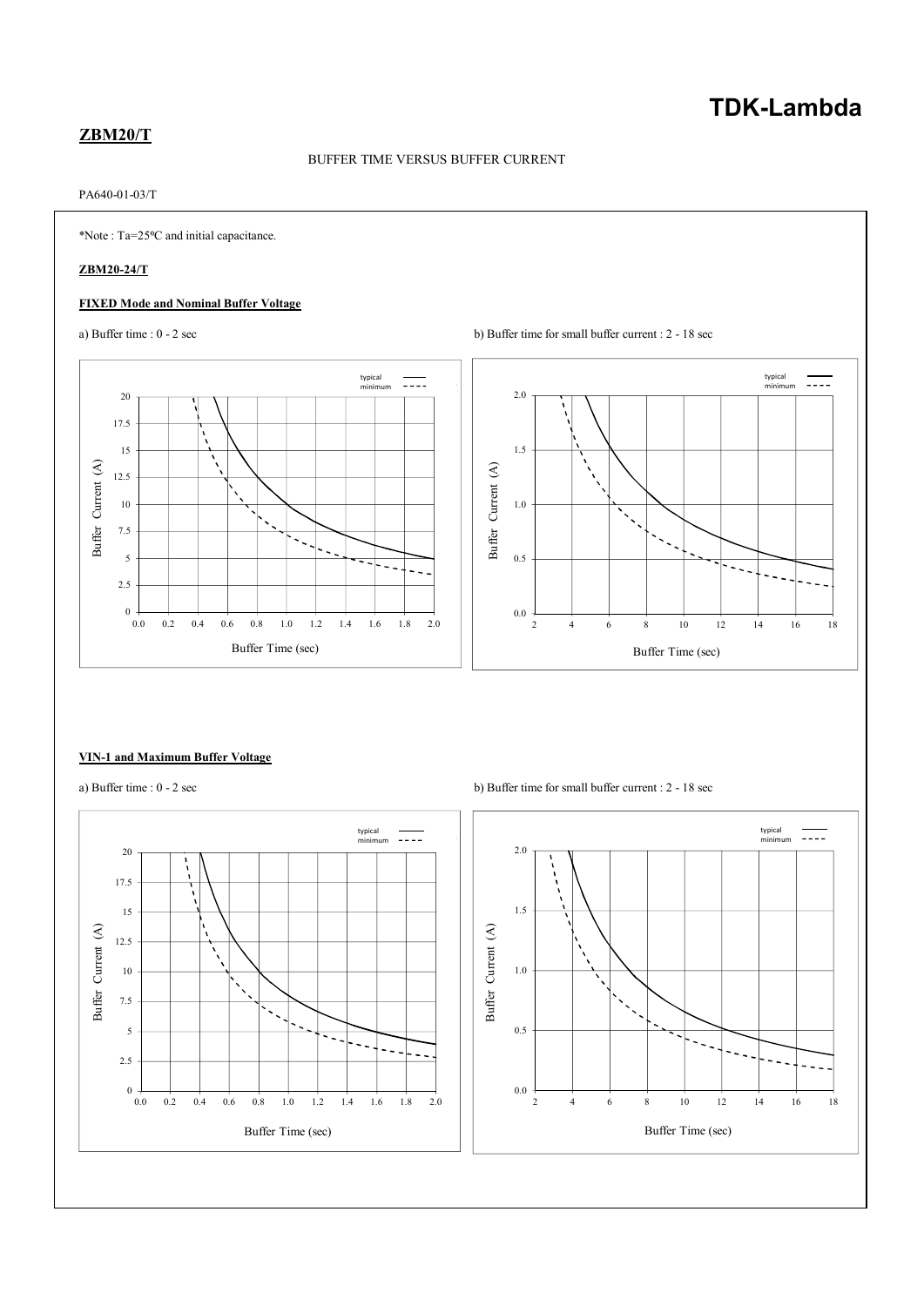**ZBM20/T**

BUFFER TIME VERSUS BUFFER CURRENT

PA640-01-03/T

*Note : Ta=25ºC and initial capacitance.

**ZBM20-24/T**

**FIXED Mode and Nominal Buffer Voltage**

a) Buffer time : 0 - 2 sec

b) Buffer time for small buffer current : 2 - 18 sec

**VIN-1 and Maximum Buffer Voltage**

a) Buffer time : 0 - 2 sec

b) Buffer time for small buffer current : 2 - 18 sec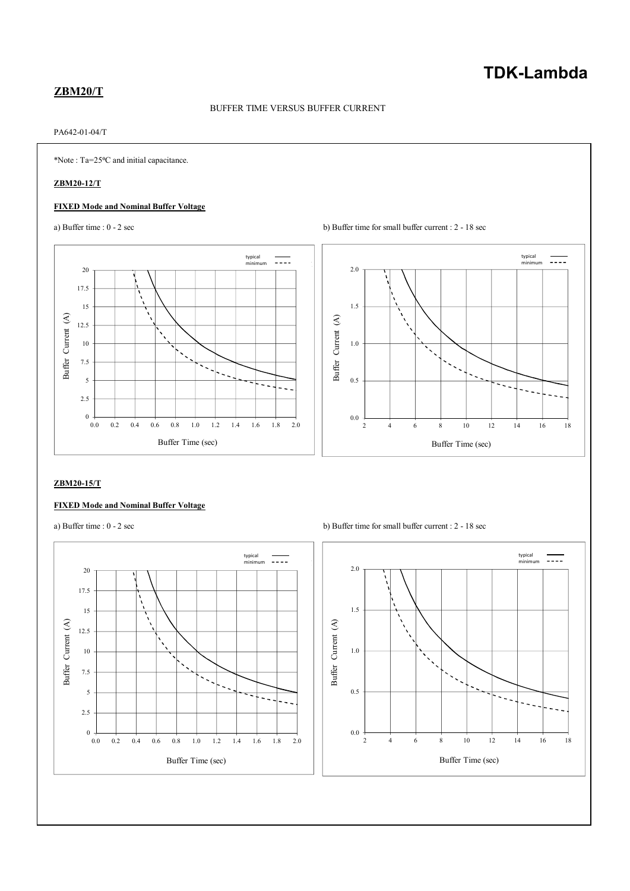**ZBM20/T**

BUFFER TIME VERSUS BUFFER CURRENT

PA642-01-04/T

*Note : Ta=25ºC and initial capacitance.

**ZBM20-12/T**

**FIXED Mode and Nominal Buffer Voltage**

a) Buffer time : 0 - 2 sec

typical
minimum

Buffer Current (A)

20
17.5
15
12.5
10
7.5
5
2.5
0

0.0 0.2 0.4 0.6 0.8 1.0 1.2 1.4 1.6 1.8 2.0

Buffer Time (sec)

b) Buffer time for small buffer current : 2 - 18 sec

typical
minimum

Buffer Current (A)

2.0
1.5
1.0
0.5
0.0

2 4 6 8 10 12 14 16 18

Buffer Time (sec)

**ZBM20-15/T**

**FIXED Mode and Nominal Buffer Voltage**

a) Buffer time : 0 - 2 sec

typical
minimum

Buffer Current (A)

20
17.5
15
12.5
10
7.5
5
2.5
0

0.0 0.2 0.4 0.6 0.8 1.0 1.2 1.4 1.6 1.8 2.0

Buffer Time (sec)

b) Buffer time for small buffer current : 2 - 18 sec

typical
minimum

Buffer Current (A)

2.0
1.5
1.0
0.5
0.0

2 4 6 8 10 12 14 16 18

Buffer Time (sec)